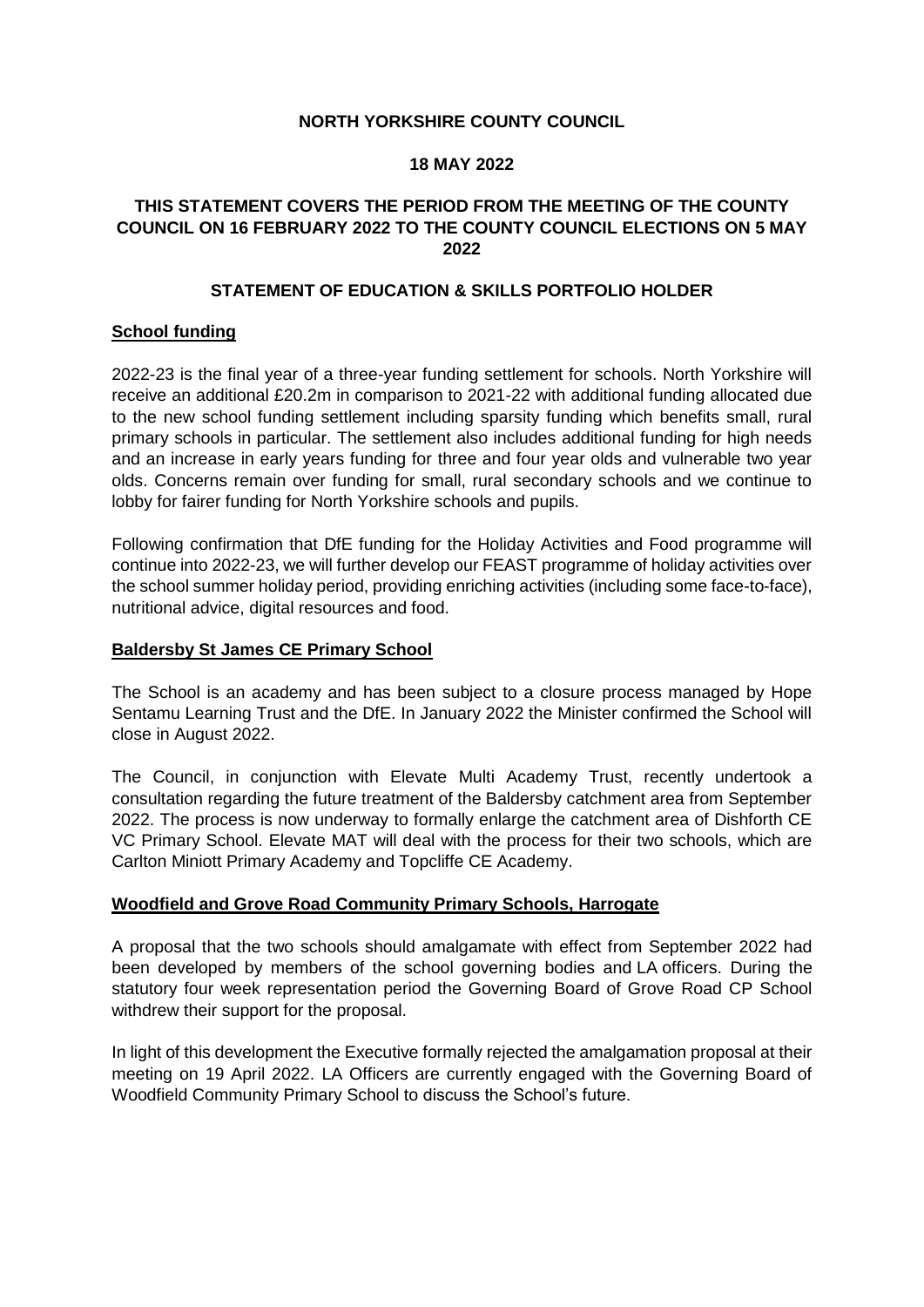**NORTH YORKSHIRE COUNTY COUNCIL**

**18 MAY 2022**

**THIS STATEMENT COVERS THE PERIOD FROM THE MEETING OF THE COUNTY COUNCIL ON 16 FEBRUARY 2022 TO THE COUNTY COUNCIL ELECTIONS ON 5 MAY 2022**

**STATEMENT OF EDUCATION & SKILLS PORTFOLIO HOLDER**

**School funding**

2022-23 is the final year of a three-year funding settlement for schools. North Yorkshire will receive an additional £20.2m in comparison to 2021-22 with additional funding allocated due to the new school funding settlement including sparsity funding which benefits small, rural primary schools in particular. The settlement also includes additional funding for high needs and an increase in early years funding for three and four year olds and vulnerable two year olds. Concerns remain over funding for small, rural secondary schools and we continue to lobby for fairer funding for North Yorkshire schools and pupils.

Following confirmation that DfE funding for the Holiday Activities and Food programme will continue into 2022-23, we will further develop our FEAST programme of holiday activities over the school summer holiday period, providing enriching activities (including some face-to-face), nutritional advice, digital resources and food.

**Baldersby St James CE Primary School**

The School is an academy and has been subject to a closure process managed by Hope Sentamu Learning Trust and the DfE. In January 2022 the Minister confirmed the School will close in August 2022.

The Council, in conjunction with Elevate Multi Academy Trust, recently undertook a consultation regarding the future treatment of the Baldersby catchment area from September 2022. The process is now underway to formally enlarge the catchment area of Dishforth CE VC Primary School. Elevate MAT will deal with the process for their two schools, which are Carlton Miniott Primary Academy and Topcliffe CE Academy.

**Woodfield and Grove Road Community Primary Schools, Harrogate**

A proposal that the two schools should amalgamate with effect from September 2022 had been developed by members of the school governing bodies and LA officers. During the statutory four week representation period the Governing Board of Grove Road CP School withdrew their support for the proposal.

In light of this development the Executive formally rejected the amalgamation proposal at their meeting on 19 April 2022. LA Officers are currently engaged with the Governing Board of Woodfield Community Primary School to discuss the School's future.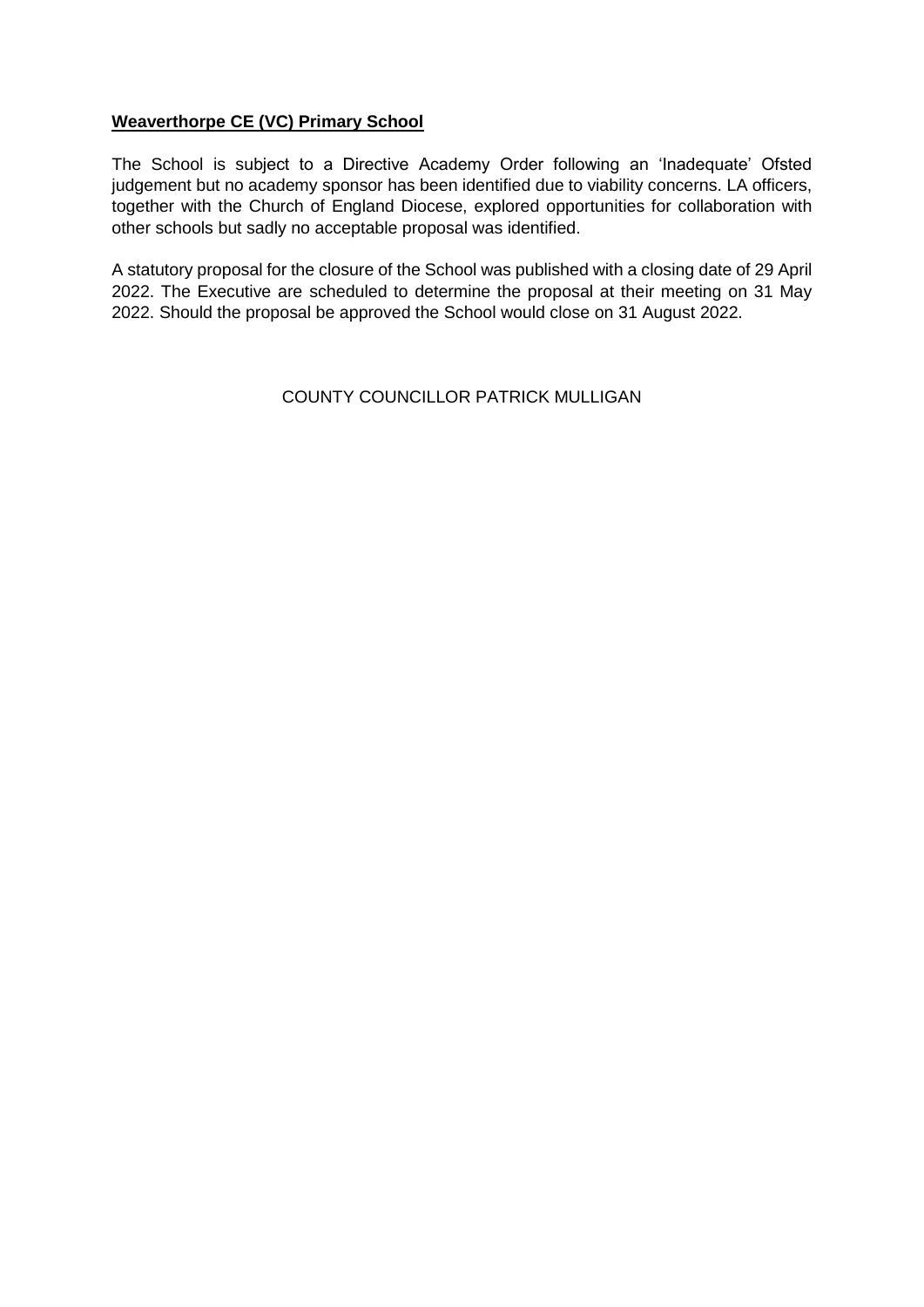**Weaverthorpe CE (VC) Primary School**

The School is subject to a Directive Academy Order following an 'Inadequate' Ofsted judgement but no academy sponsor has been identified due to viability concerns. LA officers, together with the Church of England Diocese, explored opportunities for collaboration with other schools but sadly no acceptable proposal was identified.

A statutory proposal for the closure of the School was published with a closing date of 29 April 2022. The Executive are scheduled to determine the proposal at their meeting on 31 May 2022. Should the proposal be approved the School would close on 31 August 2022.

COUNTY COUNCILLOR PATRICK MULLIGAN